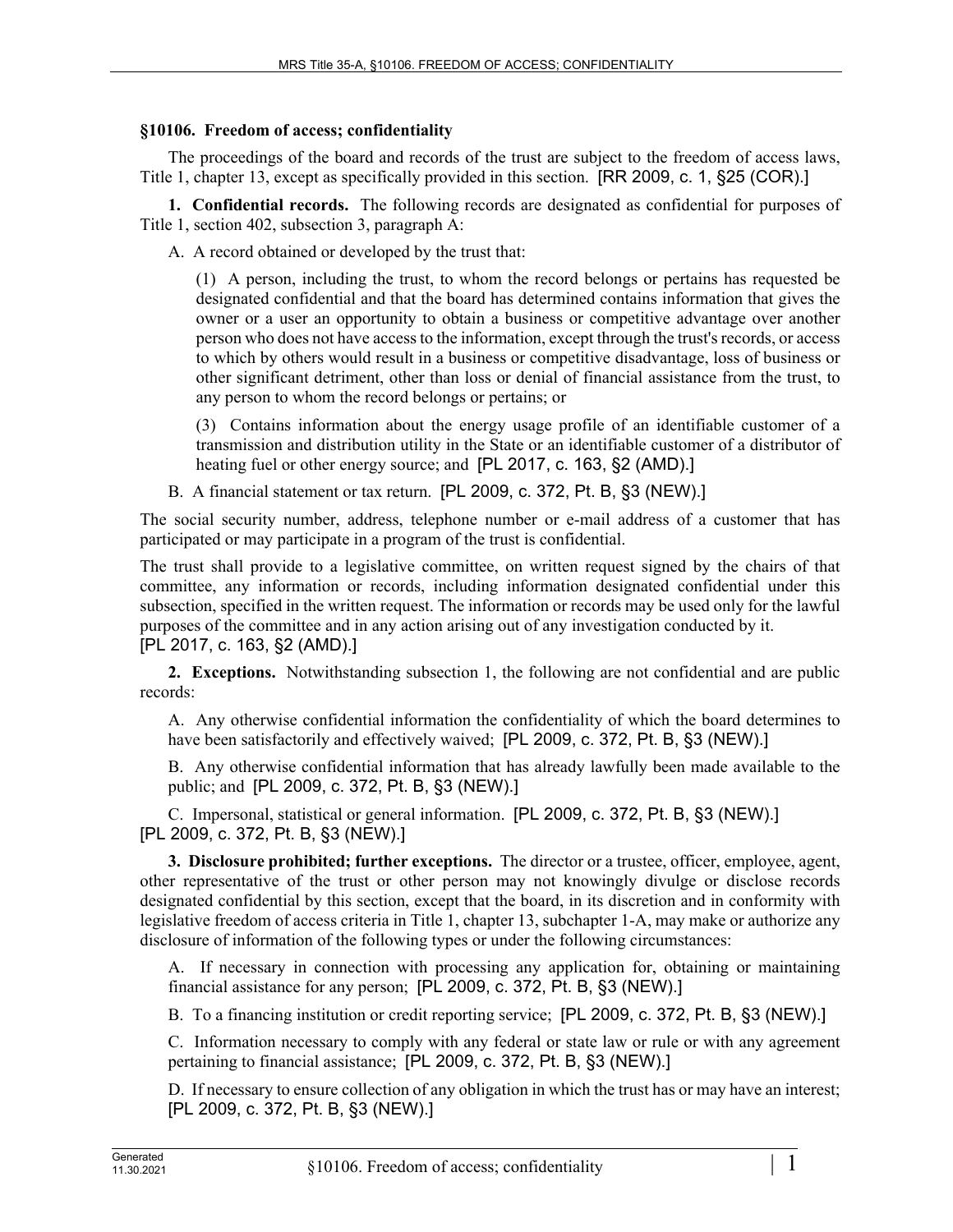**§10106. Freedom of access; confidentiality**

The proceedings of the board and records of the trust are subject to the freedom of access laws, Title 1, chapter 13, except as specifically provided in this section. [RR 2009, c. 1, §25 (COR).]

**1. Confidential records.** The following records are designated as confidential for purposes of Title 1, section 402, subsection 3, paragraph A:

A. A record obtained or developed by the trust that:

(1) A person, including the trust, to whom the record belongs or pertains has requested be designated confidential and that the board has determined contains information that gives the owner or a user an opportunity to obtain a business or competitive advantage over another person who does not have access to the information, except through the trust's records, or access to which by others would result in a business or competitive disadvantage, loss of business or other significant detriment, other than loss or denial of financial assistance from the trust, to any person to whom the record belongs or pertains; or

(3) Contains information about the energy usage profile of an identifiable customer of a transmission and distribution utility in the State or an identifiable customer of a distributor of heating fuel or other energy source; and [PL 2017, c. 163, §2 (AMD).]

B. A financial statement or tax return. [PL 2009, c. 372, Pt. B, §3 (NEW).]

The social security number, address, telephone number or e-mail address of a customer that has participated or may participate in a program of the trust is confidential.

The trust shall provide to a legislative committee, on written request signed by the chairs of that committee, any information or records, including information designated confidential under this subsection, specified in the written request. The information or records may be used only for the lawful purposes of the committee and in any action arising out of any investigation conducted by it.
[PL 2017, c. 163, §2 (AMD).]

**2. Exceptions.** Notwithstanding subsection 1, the following are not confidential and are public records:

A. Any otherwise confidential information the confidentiality of which the board determines to have been satisfactorily and effectively waived; [PL 2009, c. 372, Pt. B, §3 (NEW).]

B. Any otherwise confidential information that has already lawfully been made available to the public; and [PL 2009, c. 372, Pt. B, §3 (NEW).]

C. Impersonal, statistical or general information. [PL 2009, c. 372, Pt. B, §3 (NEW).]
[PL 2009, c. 372, Pt. B, §3 (NEW).]

**3. Disclosure prohibited; further exceptions.** The director or a trustee, officer, employee, agent, other representative of the trust or other person may not knowingly divulge or disclose records designated confidential by this section, except that the board, in its discretion and in conformity with legislative freedom of access criteria in Title 1, chapter 13, subchapter 1-A, may make or authorize any disclosure of information of the following types or under the following circumstances:

A. If necessary in connection with processing any application for, obtaining or maintaining financial assistance for any person; [PL 2009, c. 372, Pt. B, §3 (NEW).]

B. To a financing institution or credit reporting service; [PL 2009, c. 372, Pt. B, §3 (NEW).]

C. Information necessary to comply with any federal or state law or rule or with any agreement pertaining to financial assistance; [PL 2009, c. 372, Pt. B, §3 (NEW).]

D. If necessary to ensure collection of any obligation in which the trust has or may have an interest; [PL 2009, c. 372, Pt. B, §3 (NEW).]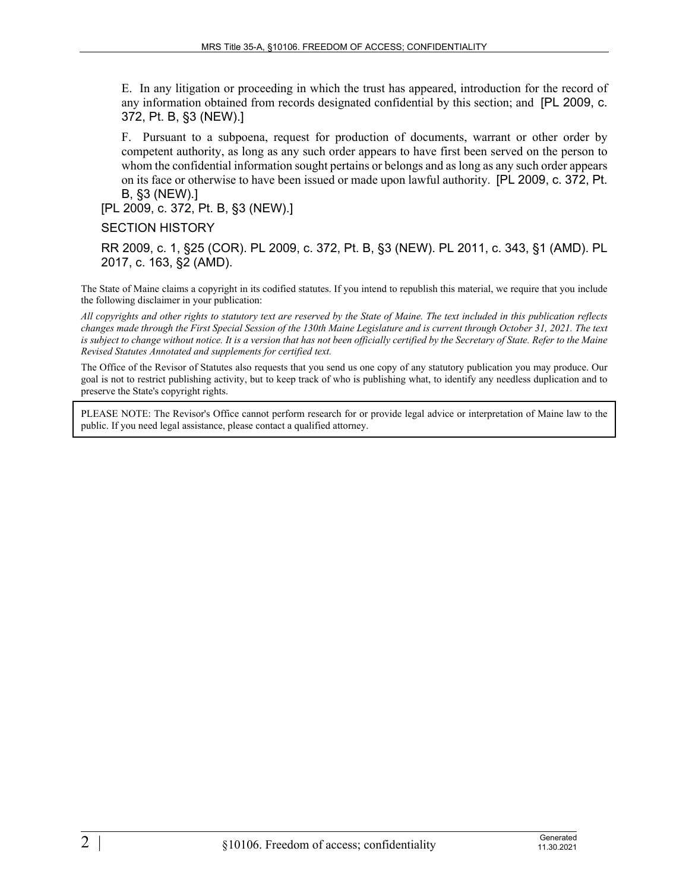E. In any litigation or proceeding in which the trust has appeared, introduction for the record of any information obtained from records designated confidential by this section; and [PL 2009, c. 372, Pt. B, §3 (NEW).]

F. Pursuant to a subpoena, request for production of documents, warrant or other order by competent authority, as long as any such order appears to have first been served on the person to whom the confidential information sought pertains or belongs and as long as any such order appears on its face or otherwise to have been issued or made upon lawful authority. [PL 2009, c. 372, Pt. B, §3 (NEW).]

[PL 2009, c. 372, Pt. B, §3 (NEW).]

SECTION HISTORY

RR 2009, c. 1, §25 (COR). PL 2009, c. 372, Pt. B, §3 (NEW). PL 2011, c. 343, §1 (AMD). PL 2017, c. 163, §2 (AMD).

The State of Maine claims a copyright in its codified statutes. If you intend to republish this material, we require that you include the following disclaimer in your publication:

*All copyrights and other rights to statutory text are reserved by the State of Maine. The text included in this publication reflects changes made through the First Special Session of the 130th Maine Legislature and is current through October 31, 2021. The text is subject to change without notice. It is a version that has not been officially certified by the Secretary of State. Refer to the Maine Revised Statutes Annotated and supplements for certified text.*

The Office of the Revisor of Statutes also requests that you send us one copy of any statutory publication you may produce. Our goal is not to restrict publishing activity, but to keep track of who is publishing what, to identify any needless duplication and to preserve the State's copyright rights.

PLEASE NOTE: The Revisor's Office cannot perform research for or provide legal advice or interpretation of Maine law to the public. If you need legal assistance, please contact a qualified attorney.